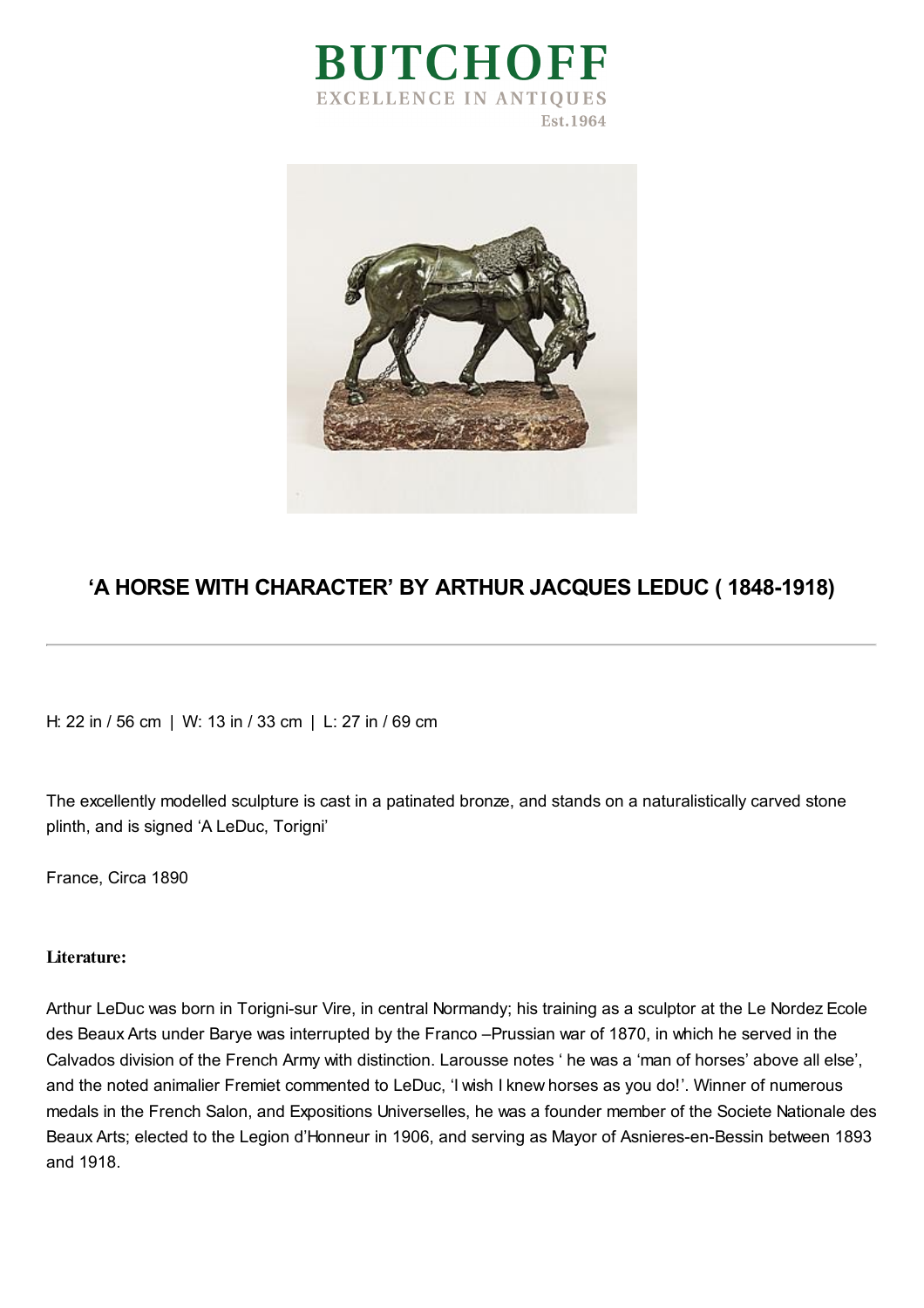# BUTCHOFF

EXCELLENCE IN ANTIQUES

Est.1964

## 'A HORSE WITH CHARACTER' BY ARTHUR JACQUES LEDUC ( 1848-1918)

---

H: 22 in / 56 cm | W: 13 in / 33 cm | L: 27 in / 69 cm

The excellently modelled sculpture is cast in a patinated bronze, and stands on a naturalistically carved stone plinth, and is signed 'A LeDuc, Torigni'

France, Circa 1890

**Literature:**

Arthur LeDuc was born in Torigni-sur Vire, in central Normandy; his training as a sculptor at the Le Nordez Ecole des Beaux Arts under Barye was interrupted by the Franco –Prussian war of 1870, in which he served in the Calvados division of the French Army with distinction. Larousse notes ' he was a 'man of horses' above all else', and the noted animalier Fremiet commented to LeDuc, 'I wish I knew horses as you do!'. Winner of numerous medals in the French Salon, and Expositions Universelles, he was a founder member of the Societe Nationale des Beaux Arts; elected to the Legion d'Honneur in 1906, and serving as Mayor of Asnieres-en-Bessin between 1893 and 1918.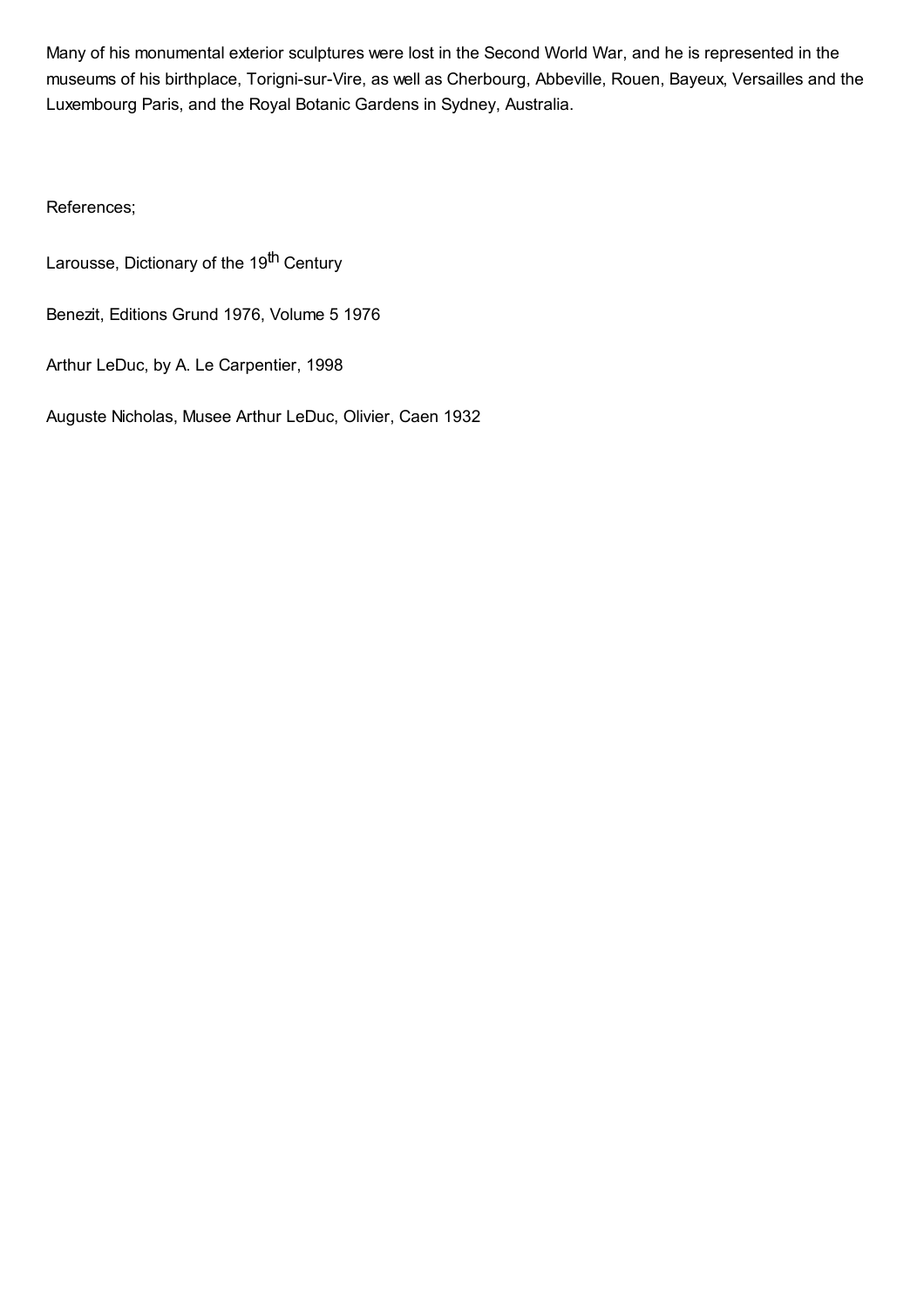Many of his monumental exterior sculptures were lost in the Second World War, and he is represented in the museums of his birthplace, Torigni-sur-Vire, as well as Cherbourg, Abbeville, Rouen, Bayeux, Versailles and the Luxembourg Paris, and the Royal Botanic Gardens in Sydney, Australia.

References;

Larousse, Dictionary of the 19th Century

Benezit, Editions Grund 1976, Volume 5 1976

Arthur LeDuc, by A. Le Carpentier, 1998

Auguste Nicholas, Musee Arthur LeDuc, Olivier, Caen 1932